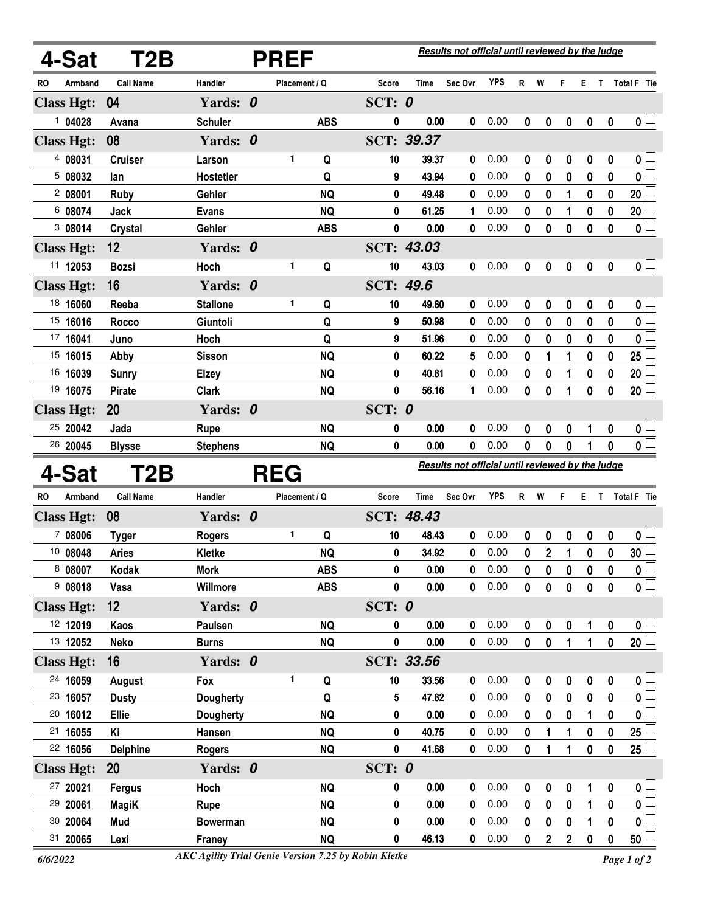## 4-Sat T2B PREF

*Results not official until reviewed by the judge*

| RO | Armband | Call Name | Handler | Placement | Q | Score | Time | Sec Ovr | YPS | R | W | F | E | T | Total F | Tie |
|---|---|---|---|---|---|---|---|---|---|---|---|---|---|---|---|---|
| **Class Hgt: 04** | | | **Yards: 0** | | | **SCT: 0** | | | | | | | | | | |
| 1 | 04028 | Avana | Schuler | | ABS | 0 | 0.00 | 0 | 0.00 | 0 | 0 | 0 | 0 | 0 | 0 | ☐ |
| **Class Hgt: 08** | | | **Yards: 0** | | | **SCT: 39.37** | | | | | | | | | | |
| 4 | 08031 | Cruiser | Larson | 1 | Q | 10 | 39.37 | 0 | 0.00 | 0 | 0 | 0 | 0 | 0 | 0 | ☐ |
| 5 | 08032 | Ian | Hostetler | | Q | 9 | 43.94 | 0 | 0.00 | 0 | 0 | 0 | 0 | 0 | 0 | ☐ |
| 2 | 08001 | Ruby | Gehler | | NQ | 0 | 49.48 | 0 | 0.00 | 0 | 0 | 1 | 0 | 0 | 20 | ☐ |
| 6 | 08074 | Jack | Evans | | NQ | 0 | 61.25 | 1 | 0.00 | 0 | 0 | 1 | 0 | 0 | 20 | ☐ |
| 3 | 08014 | Crystal | Gehler | | ABS | 0 | 0.00 | 0 | 0.00 | 0 | 0 | 0 | 0 | 0 | 0 | ☐ |
| **Class Hgt: 12** | | | **Yards: 0** | | | **SCT: 43.03** | | | | | | | | | | |
| 11 | 12053 | Bozsi | Hoch | 1 | Q | 10 | 43.03 | 0 | 0.00 | 0 | 0 | 0 | 0 | 0 | 0 | ☐ |
| **Class Hgt: 16** | | | **Yards: 0** | | | **SCT: 49.6** | | | | | | | | | | |
| 18 | 16060 | Reeba | Stallone | 1 | Q | 10 | 49.60 | 0 | 0.00 | 0 | 0 | 0 | 0 | 0 | 0 | ☐ |
| 15 | 16016 | Rocco | Giuntoli | | Q | 9 | 50.98 | 0 | 0.00 | 0 | 0 | 0 | 0 | 0 | 0 | ☐ |
| 17 | 16041 | Juno | Hoch | | Q | 9 | 51.96 | 0 | 0.00 | 0 | 0 | 0 | 0 | 0 | 0 | ☐ |
| 15 | 16015 | Abby | Sisson | | NQ | 0 | 60.22 | 5 | 0.00 | 0 | 1 | 1 | 0 | 0 | 25 | ☐ |
| 16 | 16039 | Sunry | Elzey | | NQ | 0 | 40.81 | 0 | 0.00 | 0 | 0 | 1 | 0 | 0 | 20 | ☐ |
| 19 | 16075 | Pirate | Clark | | NQ | 0 | 56.16 | 1 | 0.00 | 0 | 0 | 1 | 0 | 0 | 20 | ☐ |
| **Class Hgt: 20** | | | **Yards: 0** | | | **SCT: 0** | | | | | | | | | | |
| 25 | 20042 | Jada | Rupe | | NQ | 0 | 0.00 | 0 | 0.00 | 0 | 0 | 0 | 1 | 0 | 0 | ☐ |
| 26 | 20045 | Blysse | Stephens | | NQ | 0 | 0.00 | 0 | 0.00 | 0 | 0 | 0 | 1 | 0 | 0 | ☐ |

## 4-Sat T2B REG

*Results not official until reviewed by the judge*

| RO | Armband | Call Name | Handler | Placement | Q | Score | Time | Sec Ovr | YPS | R | W | F | E | T | Total F | Tie |
|---|---|---|---|---|---|---|---|---|---|---|---|---|---|---|---|---|
| **Class Hgt: 08** | | | **Yards: 0** | | | **SCT: 48.43** | | | | | | | | | | |
| 7 | 08006 | Tyger | Rogers | 1 | Q | 10 | 48.43 | 0 | 0.00 | 0 | 0 | 0 | 0 | 0 | 0 | ☐ |
| 10 | 08048 | Aries | Kletke | | NQ | 0 | 34.92 | 0 | 0.00 | 0 | 2 | 1 | 0 | 0 | 30 | ☐ |
| 8 | 08007 | Kodak | Mork | | ABS | 0 | 0.00 | 0 | 0.00 | 0 | 0 | 0 | 0 | 0 | 0 | ☐ |
| 9 | 08018 | Vasa | Willmore | | ABS | 0 | 0.00 | 0 | 0.00 | 0 | 0 | 0 | 0 | 0 | 0 | ☐ |
| **Class Hgt: 12** | | | **Yards: 0** | | | **SCT: 0** | | | | | | | | | | |
| 12 | 12019 | Kaos | Paulsen | | NQ | 0 | 0.00 | 0 | 0.00 | 0 | 0 | 0 | 1 | 0 | 0 | ☐ |
| 13 | 12052 | Neko | Burns | | NQ | 0 | 0.00 | 0 | 0.00 | 0 | 0 | 1 | 1 | 0 | 20 | ☐ |
| **Class Hgt: 16** | | | **Yards: 0** | | | **SCT: 33.56** | | | | | | | | | | |
| 24 | 16059 | August | Fox | 1 | Q | 10 | 33.56 | 0 | 0.00 | 0 | 0 | 0 | 0 | 0 | 0 | ☐ |
| 23 | 16057 | Dusty | Dougherty | | Q | 5 | 47.82 | 0 | 0.00 | 0 | 0 | 0 | 0 | 0 | 0 | ☐ |
| 20 | 16012 | Ellie | Dougherty | | NQ | 0 | 0.00 | 0 | 0.00 | 0 | 0 | 0 | 1 | 0 | 0 | ☐ |
| 21 | 16055 | Ki | Hansen | | NQ | 0 | 40.75 | 0 | 0.00 | 0 | 1 | 1 | 0 | 0 | 25 | ☐ |
| 22 | 16056 | Delphine | Rogers | | NQ | 0 | 41.68 | 0 | 0.00 | 0 | 1 | 1 | 0 | 0 | 25 | ☐ |
| **Class Hgt: 20** | | | **Yards: 0** | | | **SCT: 0** | | | | | | | | | | |
| 27 | 20021 | Fergus | Hoch | | NQ | 0 | 0.00 | 0 | 0.00 | 0 | 0 | 0 | 1 | 0 | 0 | ☐ |
| 29 | 20061 | MagiK | Rupe | | NQ | 0 | 0.00 | 0 | 0.00 | 0 | 0 | 0 | 1 | 0 | 0 | ☐ |
| 30 | 20064 | Mud | Bowerman | | NQ | 0 | 0.00 | 0 | 0.00 | 0 | 0 | 0 | 1 | 0 | 0 | ☐ |
| 31 | 20065 | Lexi | Franey | | NQ | 0 | 46.13 | 0 | 0.00 | 0 | 2 | 2 | 0 | 0 | 50 | ☐ |

*6/6/2022* *AKC Agility Trial Genie Version 7.25 by Robin Kletke*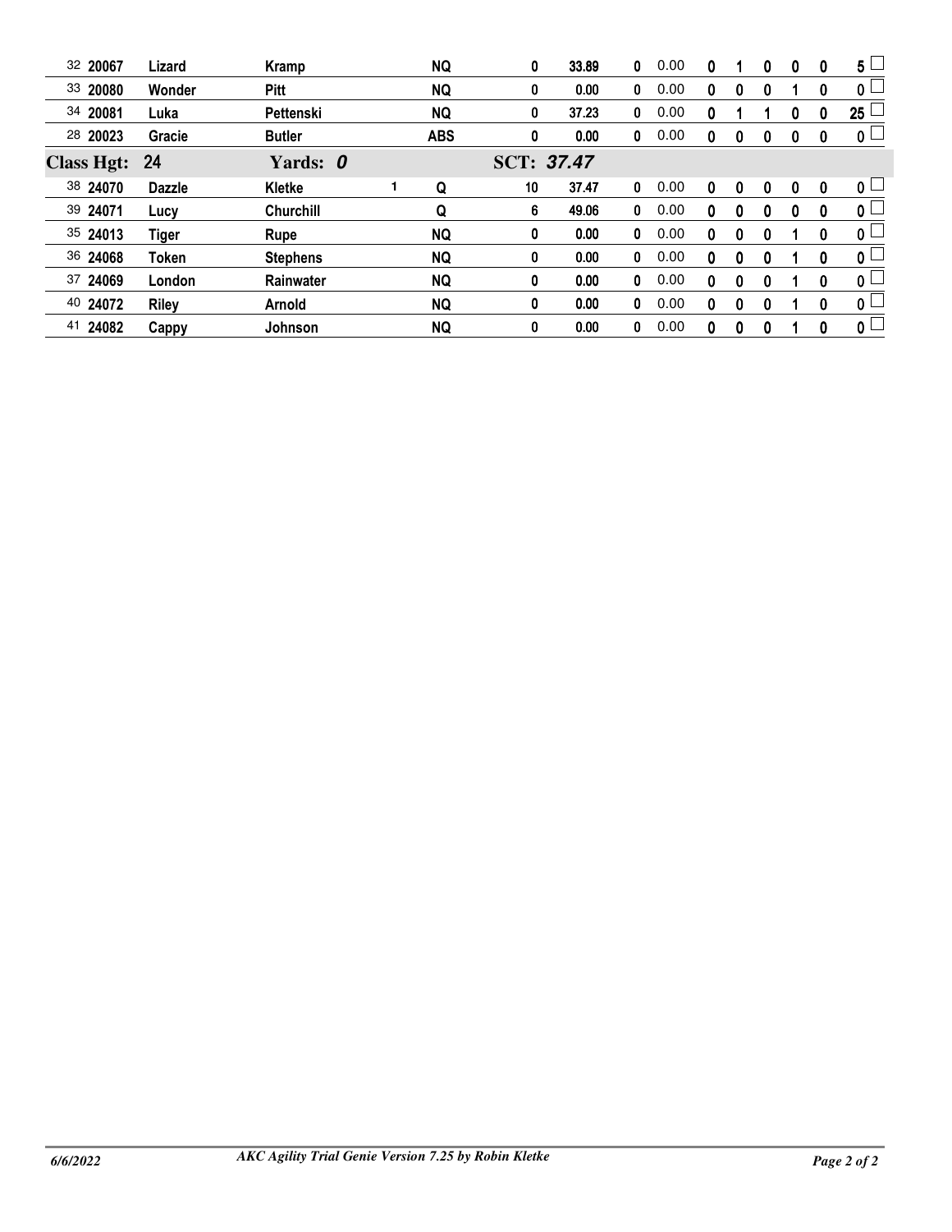| | | | | | | | | | | | | | | | |
|---|---|---|---|---|---|---|---|---|---|---|---|---|---|---|---|
| 32 20067 | Lizard | Kramp | | NQ | 0 | 33.89 | 0 | 0.00 | 0 | 1 | 0 | 0 | 0 | 5 | ☐ |
| 33 20080 | Wonder | Pitt | | NQ | 0 | 0.00 | 0 | 0.00 | 0 | 0 | 0 | 1 | 0 | 0 | ☐ |
| 34 20081 | Luka | Pettenski | | NQ | 0 | 37.23 | 0 | 0.00 | 0 | 1 | 1 | 0 | 0 | 25 | ☐ |
| 28 20023 | Gracie | Butler | | ABS | 0 | 0.00 | 0 | 0.00 | 0 | 0 | 0 | 0 | 0 | 0 | ☐ |
| **Class Hgt: 24** | | **Yards: *0*** | | | **SCT: *37.47*** | | | | | | | | | | |
| 38 24070 | Dazzle | Kletke | 1 | Q | 10 | 37.47 | 0 | 0.00 | 0 | 0 | 0 | 0 | 0 | 0 | ☐ |
| 39 24071 | Lucy | Churchill | | Q | 6 | 49.06 | 0 | 0.00 | 0 | 0 | 0 | 0 | 0 | 0 | ☐ |
| 35 24013 | Tiger | Rupe | | NQ | 0 | 0.00 | 0 | 0.00 | 0 | 0 | 0 | 1 | 0 | 0 | ☐ |
| 36 24068 | Token | Stephens | | NQ | 0 | 0.00 | 0 | 0.00 | 0 | 0 | 0 | 1 | 0 | 0 | ☐ |
| 37 24069 | London | Rainwater | | NQ | 0 | 0.00 | 0 | 0.00 | 0 | 0 | 0 | 1 | 0 | 0 | ☐ |
| 40 24072 | Riley | Arnold | | NQ | 0 | 0.00 | 0 | 0.00 | 0 | 0 | 0 | 1 | 0 | 0 | ☐ |
| 41 24082 | Cappy | Johnson | | NQ | 0 | 0.00 | 0 | 0.00 | 0 | 0 | 0 | 1 | 0 | 0 | ☐ |

*6/6/2022* *AKC Agility Trial Genie Version 7.25 by Robin Kletke*